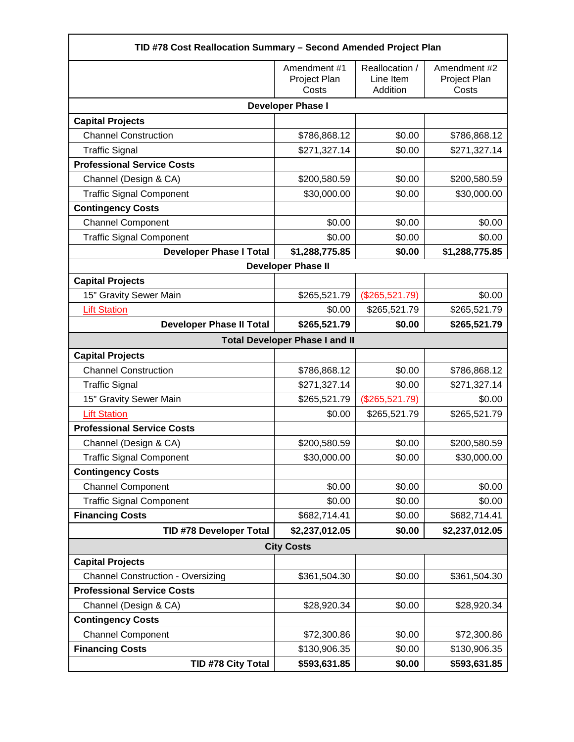| TID #78 Cost Reallocation Summary – Second Amended Project Plan | | | |
|---|---|---|---|
| | Amendment #1 Project Plan Costs | Reallocation / Line Item Addition | Amendment #2 Project Plan Costs |
| **Developer Phase I** | | | |
| **Capital Projects** | | | |
| Channel Construction | $786,868.12 | $0.00 | $786,868.12 |
| Traffic Signal | $271,327.14 | $0.00 | $271,327.14 |
| **Professional Service Costs** | | | |
| Channel (Design & CA) | $200,580.59 | $0.00 | $200,580.59 |
| Traffic Signal Component | $30,000.00 | $0.00 | $30,000.00 |
| **Contingency Costs** | | | |
| Channel Component | $0.00 | $0.00 | $0.00 |
| Traffic Signal Component | $0.00 | $0.00 | $0.00 |
| **Developer Phase I Total** | **$1,288,775.85** | **$0.00** | **$1,288,775.85** |
| **Developer Phase II** | | | |
| **Capital Projects** | | | |
| 15" Gravity Sewer Main | $265,521.79 | ($265,521.79) | $0.00 |
| Lift Station | $0.00 | $265,521.79 | $265,521.79 |
| **Developer Phase II Total** | **$265,521.79** | **$0.00** | **$265,521.79** |
| **Total Developer Phase I and II** | | | |
| **Capital Projects** | | | |
| Channel Construction | $786,868.12 | $0.00 | $786,868.12 |
| Traffic Signal | $271,327.14 | $0.00 | $271,327.14 |
| 15" Gravity Sewer Main | $265,521.79 | ($265,521.79) | $0.00 |
| Lift Station | $0.00 | $265,521.79 | $265,521.79 |
| **Professional Service Costs** | | | |
| Channel (Design & CA) | $200,580.59 | $0.00 | $200,580.59 |
| Traffic Signal Component | $30,000.00 | $0.00 | $30,000.00 |
| **Contingency Costs** | | | |
| Channel Component | $0.00 | $0.00 | $0.00 |
| Traffic Signal Component | $0.00 | $0.00 | $0.00 |
| **Financing Costs** | $682,714.41 | $0.00 | $682,714.41 |
| **TID #78 Developer Total** | **$2,237,012.05** | **$0.00** | **$2,237,012.05** |
| **City Costs** | | | |
| **Capital Projects** | | | |
| Channel Construction - Oversizing | $361,504.30 | $0.00 | $361,504.30 |
| **Professional Service Costs** | | | |
| Channel (Design & CA) | $28,920.34 | $0.00 | $28,920.34 |
| **Contingency Costs** | | | |
| Channel Component | $72,300.86 | $0.00 | $72,300.86 |
| **Financing Costs** | $130,906.35 | $0.00 | $130,906.35 |
| **TID #78 City Total** | **$593,631.85** | **$0.00** | **$593,631.85** |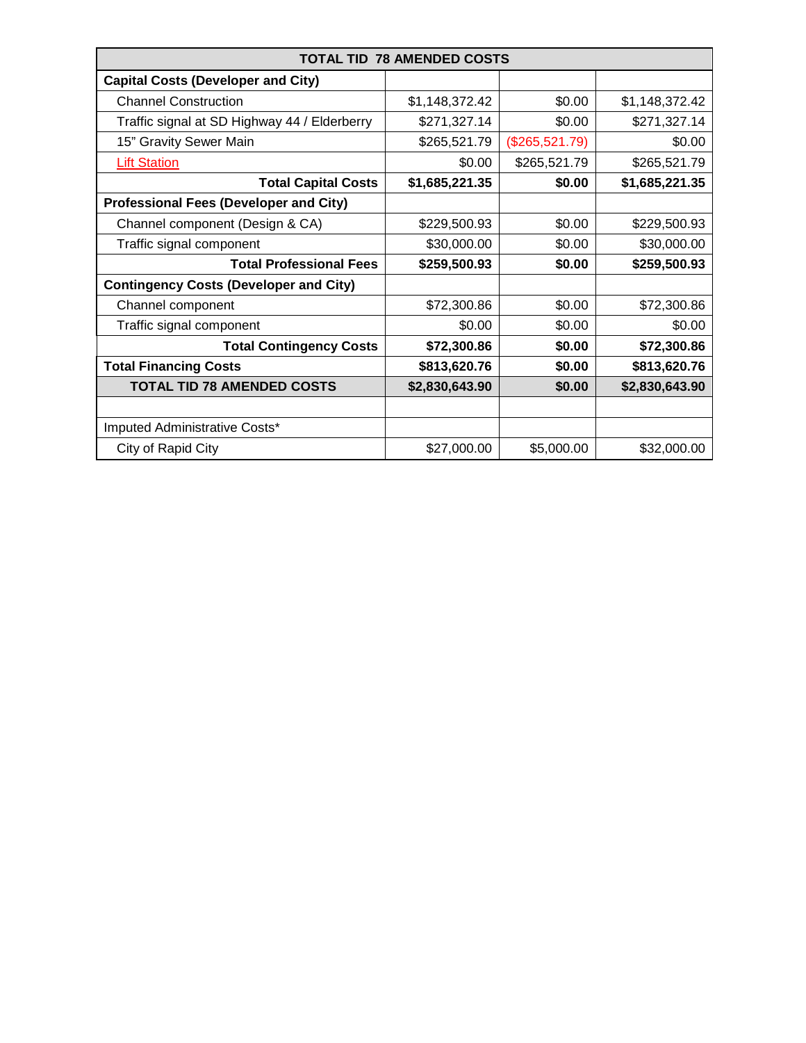| TOTAL TID 78 AMENDED COSTS | | | |
|---|---|---|---|
| **Capital Costs (Developer and City)** | | | |
| Channel Construction | $1,148,372.42 | $0.00 | $1,148,372.42 |
| Traffic signal at SD Highway 44 / Elderberry | $271,327.14 | $0.00 | $271,327.14 |
| 15" Gravity Sewer Main | $265,521.79 | ($265,521.79) | $0.00 |
| Lift Station | $0.00 | $265,521.79 | $265,521.79 |
| **Total Capital Costs** | **$1,685,221.35** | **$0.00** | **$1,685,221.35** |
| **Professional Fees (Developer and City)** | | | |
| Channel component (Design & CA) | $229,500.93 | $0.00 | $229,500.93 |
| Traffic signal component | $30,000.00 | $0.00 | $30,000.00 |
| **Total Professional Fees** | **$259,500.93** | **$0.00** | **$259,500.93** |
| **Contingency Costs (Developer and City)** | | | |
| Channel component | $72,300.86 | $0.00 | $72,300.86 |
| Traffic signal component | $0.00 | $0.00 | $0.00 |
| **Total Contingency Costs** | **$72,300.86** | **$0.00** | **$72,300.86** |
| **Total Financing Costs** | **$813,620.76** | **$0.00** | **$813,620.76** |
| **TOTAL TID 78 AMENDED COSTS** | **$2,830,643.90** | **$0.00** | **$2,830,643.90** |
| | | | |
| Imputed Administrative Costs* | | | |
| City of Rapid City | $27,000.00 | $5,000.00 | $32,000.00 |